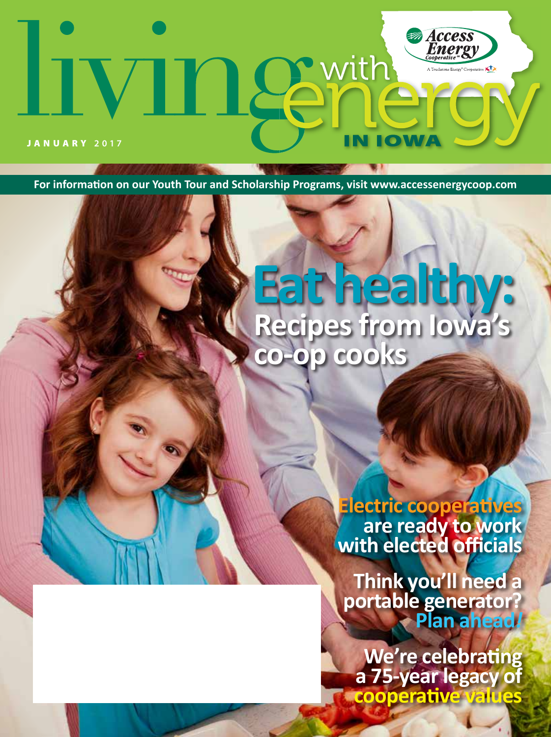# living with energy IN IOWA

Access Energy Cooperative

A Touchstone Energy® Cooperative

JANUARY 2017

For information on our Youth Tour and Scholarship Programs, visit www.accessenergycoop.com

## Eat healthy: Recipes from Iowa's co-op cooks

**Electric cooperatives are ready to work with elected officials**

**Think you'll need a portable generator? Plan ahead!**

**We're celebrating a 75-year legacy of cooperative values**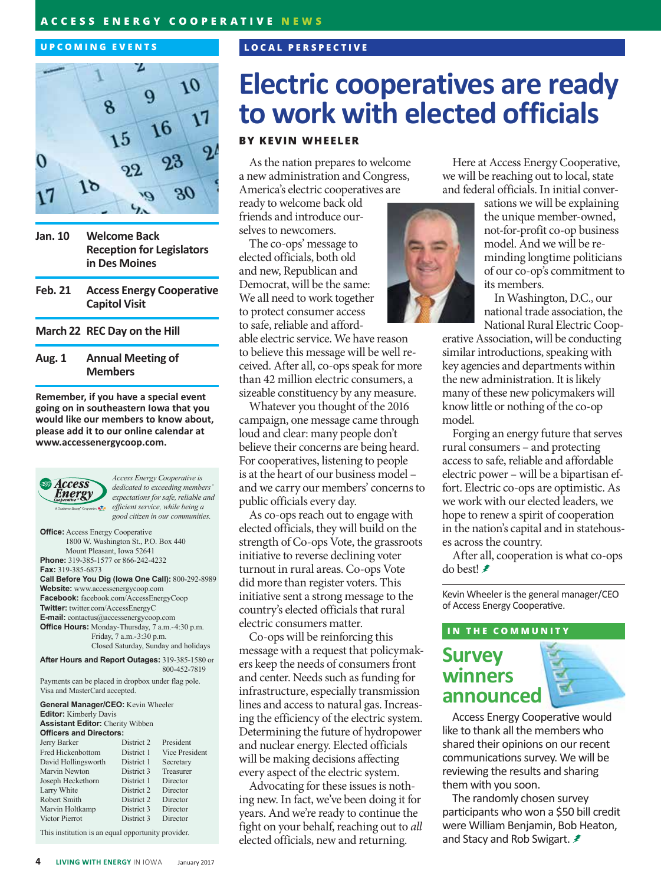## UPCOMING EVENTS

| | |
|---|---|
| **Jan. 10** | **Welcome Back Reception for Legislators in Des Moines** |
| **Feb. 21** | **Access Energy Cooperative Capitol Visit** |
| **March 22** | **REC Day on the Hill** |
| **Aug. 1** | **Annual Meeting of Members** |

**Remember, if you have a special event going on in southeastern Iowa that you would like our members to know about, please add it to our online calendar at www.accessenergycoop.com.**

*Access Energy Cooperative is dedicated to exceeding members' expectations for safe, reliable and efficient service, while being a good citizen in our communities.*

**Office:** Access Energy Cooperative
1800 W. Washington St., P.O. Box 440
Mount Pleasant, Iowa 52641
**Phone:** 319-385-1577 or 866-242-4232
**Fax:** 319-385-6873
**Call Before You Dig (Iowa One Call):** 800-292-8989
**Website:** www.accessenergycoop.com
**Facebook:** facebook.com/AccessEnergyCoop
**Twitter:** twitter.com/AccessEnergyC
**E-mail:** contactus@accessenergycoop.com
**Office Hours:** Monday-Thursday, 7 a.m.-4:30 p.m.
Friday, 7 a.m.-3:30 p.m.
Closed Saturday, Sunday and holidays

**After Hours and Report Outages:** 319-385-1580 or 800-452-7819

Payments can be placed in dropbox under flag pole. Visa and MasterCard accepted.

**General Manager/CEO:** Kevin Wheeler
**Editor:** Kimberly Davis
**Assistant Editor:** Cherity Wibben
**Officers and Directors:**

| | | |
|---|---|---|
| Jerry Barker | District 2 | President |
| Fred Hickenbottom | District 1 | Vice President |
| David Hollingsworth | District 1 | Secretary |
| Marvin Newton | District 3 | Treasurer |
| Joseph Heckethorn | District 1 | Director |
| Larry White | District 2 | Director |
| Robert Smith | District 2 | Director |
| Marvin Holtkamp | District 3 | Director |
| Victor Pierrot | District 3 | Director |

This institution is an equal opportunity provider.

## LOCAL PERSPECTIVE

# Electric cooperatives are ready to work with elected officials

**BY KEVIN WHEELER**

As the nation prepares to welcome a new administration and Congress, America's electric cooperatives are ready to welcome back old friends and introduce ourselves to newcomers.

The co-ops' message to elected officials, both old and new, Republican and Democrat, will be the same: We all need to work together to protect consumer access to safe, reliable and affordable electric service. We have reason to believe this message will be well received. After all, co-ops speak for more than 42 million electric consumers, a sizeable constituency by any measure.

Whatever you thought of the 2016 campaign, one message came through loud and clear: many people don't believe their concerns are being heard. For cooperatives, listening to people is at the heart of our business model – and we carry our members' concerns to public officials every day.

As co-ops reach out to engage with elected officials, they will build on the strength of Co-ops Vote, the grassroots initiative to reverse declining voter turnout in rural areas. Co-ops Vote did more than register voters. This initiative sent a strong message to the country's elected officials that rural electric consumers matter.

Co-ops will be reinforcing this message with a request that policymakers keep the needs of consumers front and center. Needs such as funding for infrastructure, especially transmission lines and access to natural gas. Increasing the efficiency of the electric system. Determining the future of hydropower and nuclear energy. Elected officials will be making decisions affecting every aspect of the electric system.

Advocating for these issues is nothing new. In fact, we've been doing it for years. And we're ready to continue the fight on your behalf, reaching out to *all* elected officials, new and returning.

Here at Access Energy Cooperative, we will be reaching out to local, state and federal officials. In initial conversations we will be explaining the unique member-owned, not-for-profit co-op business model. And we will be reminding longtime politicians of our co-op's commitment to its members.

In Washington, D.C., our national trade association, the National Rural Electric Cooperative Association, will be conducting similar introductions, speaking with key agencies and departments within the new administration. It is likely many of these new policymakers will know little or nothing of the co-op model.

Forging an energy future that serves rural consumers – and protecting access to safe, reliable and affordable electric power – will be a bipartisan effort. Electric co-ops are optimistic. As we work with our elected leaders, we hope to renew a spirit of cooperation in the nation's capital and in statehouses across the country.

After all, cooperation is what co-ops do best!

*Kevin Wheeler is the general manager/CEO of Access Energy Cooperative.*

## IN THE COMMUNITY

# Survey winners announced

Access Energy Cooperative would like to thank all the members who shared their opinions on our recent communications survey. We will be reviewing the results and sharing them with you soon.

The randomly chosen survey participants who won a $50 bill credit were William Benjamin, Bob Heaton, and Stacy and Rob Swigart.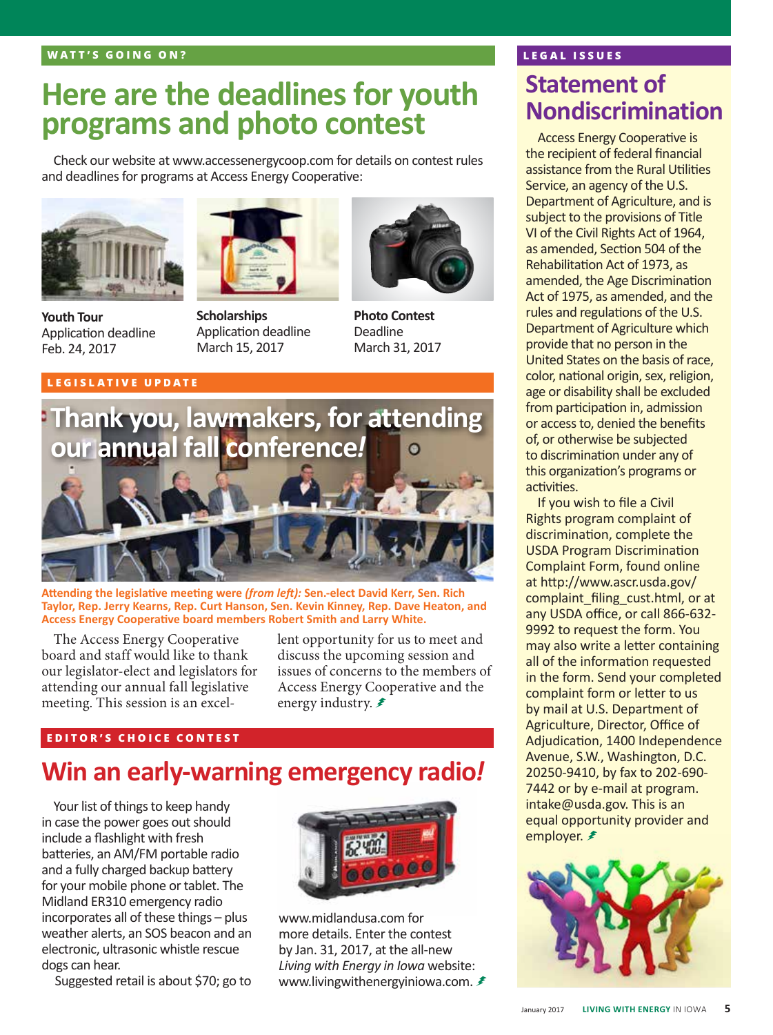WATT'S GOING ON?

# Here are the deadlines for youth programs and photo contest

Check our website at www.accessenergycoop.com for details on contest rules and deadlines for programs at Access Energy Cooperative:

**Youth Tour**
Application deadline
Feb. 24, 2017

**Scholarships**
Application deadline
March 15, 2017

**Photo Contest**
Deadline
March 31, 2017

LEGISLATIVE UPDATE

# Thank you, lawmakers, for attending our annual fall conference!

**Attending the legislative meeting were *(from left):* Sen.-elect David Kerr, Sen. Rich Taylor, Rep. Jerry Kearns, Rep. Curt Hanson, Sen. Kevin Kinney, Rep. Dave Heaton, and Access Energy Cooperative board members Robert Smith and Larry White.**

The Access Energy Cooperative board and staff would like to thank our legislator-elect and legislators for attending our annual fall legislative meeting. This session is an excellent opportunity for us to meet and discuss the upcoming session and issues of concerns to the members of Access Energy Cooperative and the energy industry.

EDITOR'S CHOICE CONTEST

# Win an early-warning emergency radio!

Your list of things to keep handy in case the power goes out should include a flashlight with fresh batteries, an AM/FM portable radio and a fully charged backup battery for your mobile phone or tablet. The Midland ER310 emergency radio incorporates all of these things – plus weather alerts, an SOS beacon and an electronic, ultrasonic whistle rescue dogs can hear.

Suggested retail is about $70; go to www.midlandusa.com for more details. Enter the contest by Jan. 31, 2017, at the all-new *Living with Energy in Iowa* website: www.livingwithenergyiniowa.com.

LEGAL ISSUES

# Statement of Nondiscrimination

Access Energy Cooperative is the recipient of federal financial assistance from the Rural Utilities Service, an agency of the U.S. Department of Agriculture, and is subject to the provisions of Title VI of the Civil Rights Act of 1964, as amended, Section 504 of the Rehabilitation Act of 1973, as amended, the Age Discrimination Act of 1975, as amended, and the rules and regulations of the U.S. Department of Agriculture which provide that no person in the United States on the basis of race, color, national origin, sex, religion, age or disability shall be excluded from participation in, admission or access to, denied the benefits of, or otherwise be subjected to discrimination under any of this organization's programs or activities.

If you wish to file a Civil Rights program complaint of discrimination, complete the USDA Program Discrimination Complaint Form, found online at http://www.ascr.usda.gov/complaint_filing_cust.html, or at any USDA office, or call 866-632-9992 to request the form. You may also write a letter containing all of the information requested in the form. Send your completed complaint form or letter to us by mail at U.S. Department of Agriculture, Director, Office of Adjudication, 1400 Independence Avenue, S.W., Washington, D.C. 20250-9410, by fax to 202-690-7442 or by e-mail at program.intake@usda.gov. This is an equal opportunity provider and employer.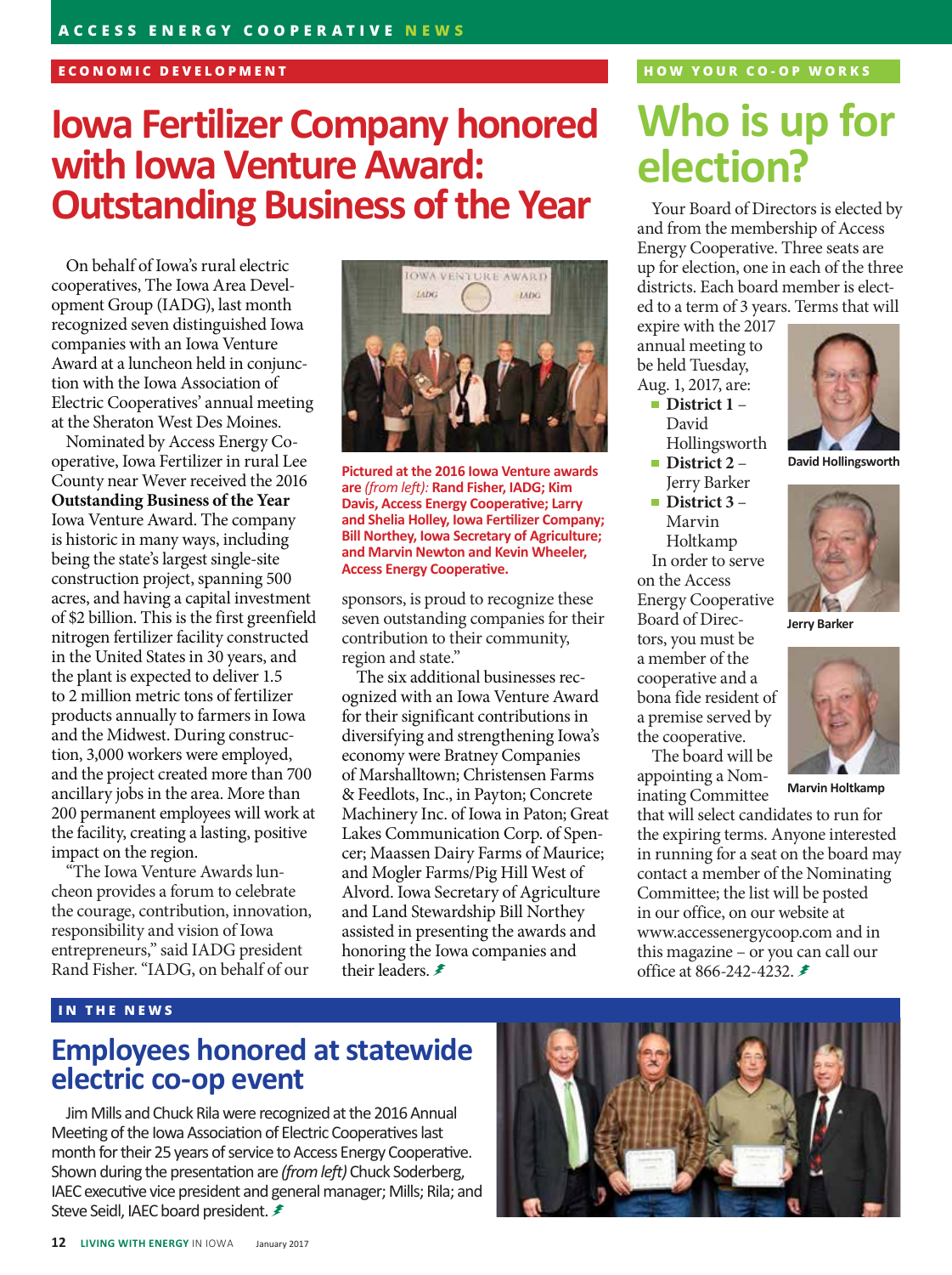## ECONOMIC DEVELOPMENT

# Iowa Fertilizer Company honored with Iowa Venture Award: Outstanding Business of the Year

On behalf of Iowa's rural electric cooperatives, The Iowa Area Development Group (IADG), last month recognized seven distinguished Iowa companies with an Iowa Venture Award at a luncheon held in conjunction with the Iowa Association of Electric Cooperatives' annual meeting at the Sheraton West Des Moines.

Nominated by Access Energy Cooperative, Iowa Fertilizer in rural Lee County near Wever received the 2016 **Outstanding Business of the Year** Iowa Venture Award. The company is historic in many ways, including being the state's largest single-site construction project, spanning 500 acres, and having a capital investment of $2 billion. This is the first greenfield nitrogen fertilizer facility constructed in the United States in 30 years, and the plant is expected to deliver 1.5 to 2 million metric tons of fertilizer products annually to farmers in Iowa and the Midwest. During construction, 3,000 workers were employed, and the project created more than 700 ancillary jobs in the area. More than 200 permanent employees will work at the facility, creating a lasting, positive impact on the region.

"The Iowa Venture Awards luncheon provides a forum to celebrate the courage, contribution, innovation, responsibility and vision of Iowa entrepreneurs," said IADG president Rand Fisher. "IADG, on behalf of our sponsors, is proud to recognize these seven outstanding companies for their contribution to their community, region and state."

**Pictured at the 2016 Iowa Venture awards are** *(from left):* **Rand Fisher, IADG; Kim Davis, Access Energy Cooperative; Larry and Shelia Holley, Iowa Fertilizer Company; Bill Northey, Iowa Secretary of Agriculture; and Marvin Newton and Kevin Wheeler, Access Energy Cooperative.**

The six additional businesses recognized with an Iowa Venture Award for their significant contributions in diversifying and strengthening Iowa's economy were Bratney Companies of Marshalltown; Christensen Farms & Feedlots, Inc., in Payton; Concrete Machinery Inc. of Iowa in Paton; Great Lakes Communication Corp. of Spencer; Maassen Dairy Farms of Maurice; and Mogler Farms/Pig Hill West of Alvord. Iowa Secretary of Agriculture and Land Stewardship Bill Northey assisted in presenting the awards and honoring the Iowa companies and their leaders.

## HOW YOUR CO-OP WORKS

# Who is up for election?

Your Board of Directors is elected by and from the membership of Access Energy Cooperative. Three seats are up for election, one in each of the three districts. Each board member is elected to a term of 3 years. Terms that will expire with the 2017 annual meeting to be held Tuesday, Aug. 1, 2017, are:

- **District 1** – David Hollingsworth
- **District 2** – Jerry Barker
- **District 3** – Marvin Holtkamp

David Hollingsworth

Jerry Barker

Marvin Holtkamp

In order to serve on the Access Energy Cooperative Board of Directors, you must be a member of the cooperative and a bona fide resident of a premise served by the cooperative.

The board will be appointing a Nominating Committee that will select candidates to run for the expiring terms. Anyone interested in running for a seat on the board may contact a member of the Nominating Committee; the list will be posted in our office, on our website at www.accessenergycoop.com and in this magazine – or you can call our office at 866-242-4232.

## IN THE NEWS

# Employees honored at statewide electric co-op event

Jim Mills and Chuck Rila were recognized at the 2016 Annual Meeting of the Iowa Association of Electric Cooperatives last month for their 25 years of service to Access Energy Cooperative. Shown during the presentation are *(from left)* Chuck Soderberg, IAEC executive vice president and general manager; Mills; Rila; and Steve Seidl, IAEC board president.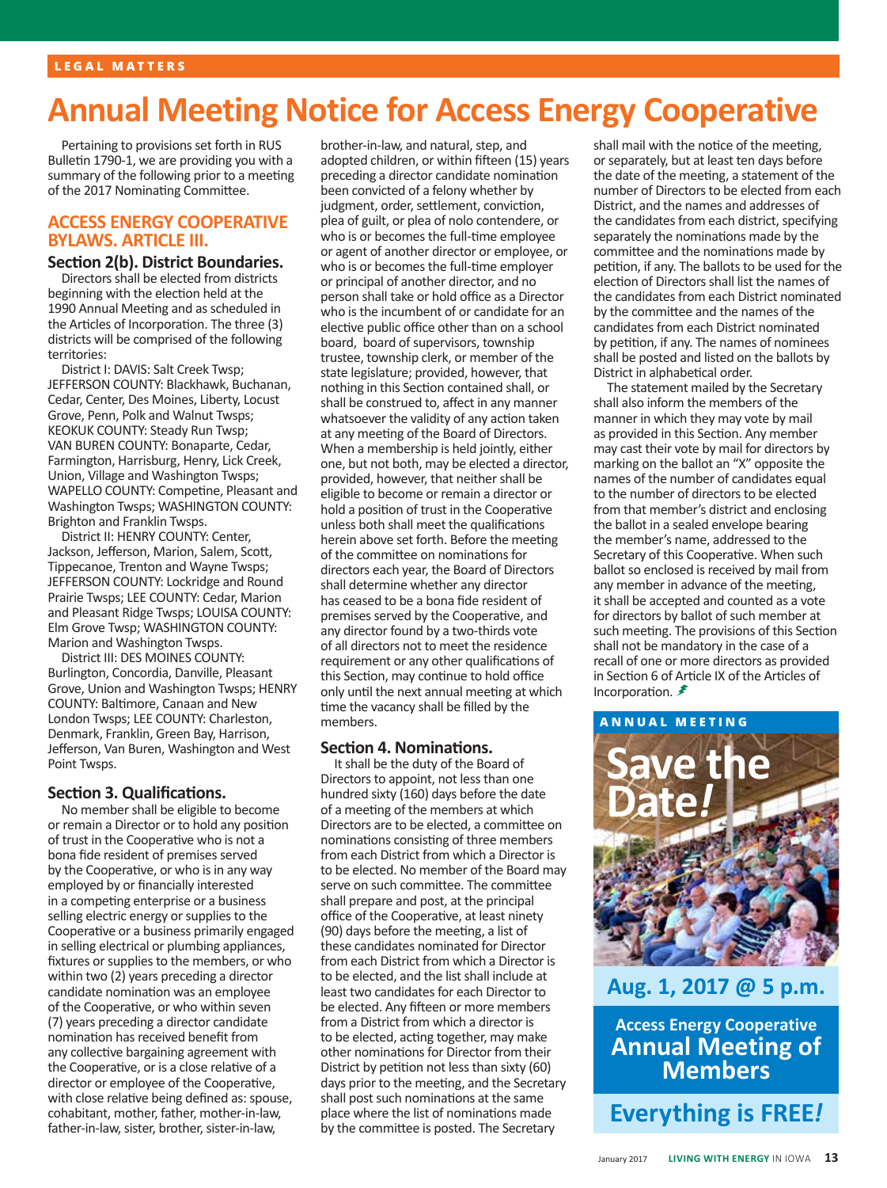LEGAL MATTERS

# Annual Meeting Notice for Access Energy Cooperative

Pertaining to provisions set forth in RUS Bulletin 1790-1, we are providing you with a summary of the following prior to a meeting of the 2017 Nominating Committee.

## ACCESS ENERGY COOPERATIVE BYLAWS. ARTICLE III.

### Section 2(b). District Boundaries.

Directors shall be elected from districts beginning with the election held at the 1990 Annual Meeting and as scheduled in the Articles of Incorporation. The three (3) districts will be comprised of the following territories:

District I: DAVIS: Salt Creek Twsp; JEFFERSON COUNTY: Blackhawk, Buchanan, Cedar, Center, Des Moines, Liberty, Locust Grove, Penn, Polk and Walnut Twsps; KEOKUK COUNTY: Steady Run Twsp; VAN BUREN COUNTY: Bonaparte, Cedar, Farmington, Harrisburg, Henry, Lick Creek, Union, Village and Washington Twsps; WAPELLO COUNTY: Competine, Pleasant and Washington Twsps; WASHINGTON COUNTY: Brighton and Franklin Twsps.

District II: HENRY COUNTY: Center, Jackson, Jefferson, Marion, Salem, Scott, Tippecanoe, Trenton and Wayne Twsps; JEFFERSON COUNTY: Lockridge and Round Prairie Twsps; LEE COUNTY: Cedar, Marion and Pleasant Ridge Twsps; LOUISA COUNTY: Elm Grove Twsp; WASHINGTON COUNTY: Marion and Washington Twsps.

District III: DES MOINES COUNTY: Burlington, Concordia, Danville, Pleasant Grove, Union and Washington Twsps; HENRY COUNTY: Baltimore, Canaan and New London Twsps; LEE COUNTY: Charleston, Denmark, Franklin, Green Bay, Harrison, Jefferson, Van Buren, Washington and West Point Twsps.

### Section 3. Qualifications.

No member shall be eligible to become or remain a Director or to hold any position of trust in the Cooperative who is not a bona fide resident of premises served by the Cooperative, or who is in any way employed by or financially interested in a competing enterprise or a business selling electric energy or supplies to the Cooperative or a business primarily engaged in selling electrical or plumbing appliances, fixtures or supplies to the members, or who within two (2) years preceding a director candidate nomination was an employee of the Cooperative, or who within seven (7) years preceding a director candidate nomination has received benefit from any collective bargaining agreement with the Cooperative, or is a close relative of a director or employee of the Cooperative, with close relative being defined as: spouse, cohabitant, mother, father, mother-in-law, father-in-law, sister, brother, sister-in-law, brother-in-law, and natural, step, and adopted children, or within fifteen (15) years preceding a director candidate nomination been convicted of a felony whether by judgment, order, settlement, conviction, plea of guilt, or plea of nolo contendere, or who is or becomes the full-time employee or agent of another director or employee, or who is or becomes the full-time employer or principal of another director, and no person shall take or hold office as a Director who is the incumbent of or candidate for an elective public office other than on a school board, board of supervisors, township trustee, township clerk, or member of the state legislature; provided, however, that nothing in this Section contained shall, or shall be construed to, affect in any manner whatsoever the validity of any action taken at any meeting of the Board of Directors. When a membership is held jointly, either one, but not both, may be elected a director, provided, however, that neither shall be eligible to become or remain a director or hold a position of trust in the Cooperative unless both shall meet the qualifications herein above set forth. Before the meeting of the committee on nominations for directors each year, the Board of Directors shall determine whether any director has ceased to be a bona fide resident of premises served by the Cooperative, and any director found by a two-thirds vote of all directors not to meet the residence requirement or any other qualifications of this Section, may continue to hold office only until the next annual meeting at which time the vacancy shall be filled by the members.

### Section 4. Nominations.

It shall be the duty of the Board of Directors to appoint, not less than one hundred sixty (160) days before the date of a meeting of the members at which Directors are to be elected, a committee on nominations consisting of three members from each District from which a Director is to be elected. No member of the Board may serve on such committee. The committee shall prepare and post, at the principal office of the Cooperative, at least ninety (90) days before the meeting, a list of these candidates nominated for Director from each District from which a Director is to be elected, and the list shall include at least two candidates for each Director to be elected. Any fifteen or more members from a District from which a director is to be elected, acting together, may make other nominations for Director from their District by petition not less than sixty (60) days prior to the meeting, and the Secretary shall post such nominations at the same place where the list of nominations made by the committee is posted. The Secretary shall mail with the notice of the meeting, or separately, but at least ten days before the date of the meeting, a statement of the number of Directors to be elected from each District, and the names and addresses of the candidates from each district, specifying separately the nominations made by the committee and the nominations made by petition, if any. The ballots to be used for the election of Directors shall list the names of the candidates from each District nominated by the committee and the names of the candidates from each District nominated by petition, if any. The names of nominees shall be posted and listed on the ballots by District in alphabetical order.

The statement mailed by the Secretary shall also inform the members of the manner in which they may vote by mail as provided in this Section. Any member may cast their vote by mail for directors by marking on the ballot an "X" opposite the names of the number of candidates equal to the number of directors to be elected from that member's district and enclosing the ballot in a sealed envelope bearing the member's name, addressed to the Secretary of this Cooperative. When such ballot so enclosed is received by mail from any member in advance of the meeting, it shall be accepted and counted as a vote for directors by ballot of such member at such meeting. The provisions of this Section shall not be mandatory in the case of a recall of one or more directors as provided in Section 6 of Article IX of the Articles of Incorporation.

ANNUAL MEETING

**Save the Date!**

**Aug. 1, 2017 @ 5 p.m.**

**Access Energy Cooperative Annual Meeting of Members**

**Everything is FREE!**